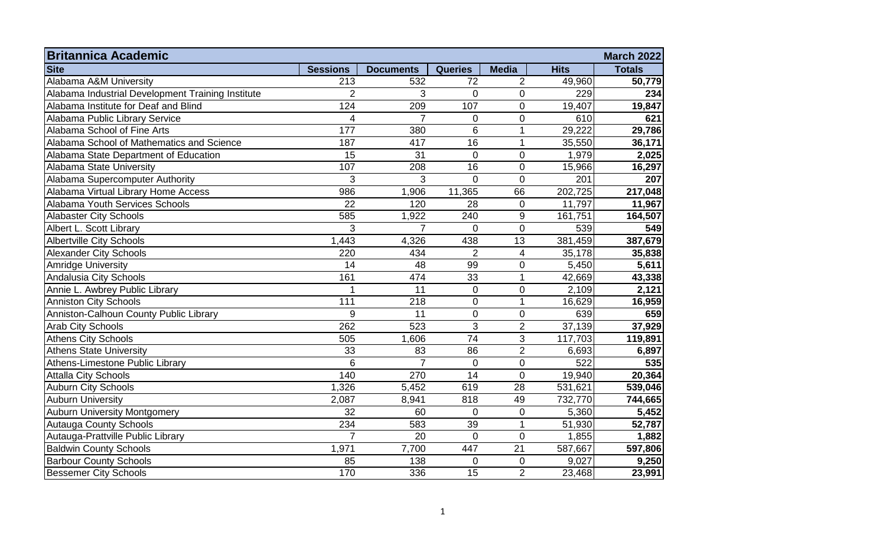| Britannica Academic | | | | | | March 2022 |
|---|---|---|---|---|---|---|
| **Site** | **Sessions** | **Documents** | **Queries** | **Media** | **Hits** | **Totals** |
| Alabama A&M University | 213 | 532 | 72 | 2 | 49,960 | **50,779** |
| Alabama Industrial Development Training Institute | 2 | 3 | 0 | 0 | 229 | **234** |
| Alabama Institute for Deaf and Blind | 124 | 209 | 107 | 0 | 19,407 | **19,847** |
| Alabama Public Library Service | 4 | 7 | 0 | 0 | 610 | **621** |
| Alabama School of Fine Arts | 177 | 380 | 6 | 1 | 29,222 | **29,786** |
| Alabama School of Mathematics and Science | 187 | 417 | 16 | 1 | 35,550 | **36,171** |
| Alabama State Department of Education | 15 | 31 | 0 | 0 | 1,979 | **2,025** |
| Alabama State University | 107 | 208 | 16 | 0 | 15,966 | **16,297** |
| Alabama Supercomputer Authority | 3 | 3 | 0 | 0 | 201 | **207** |
| Alabama Virtual Library Home Access | 986 | 1,906 | 11,365 | 66 | 202,725 | **217,048** |
| Alabama Youth Services Schools | 22 | 120 | 28 | 0 | 11,797 | **11,967** |
| Alabaster City Schools | 585 | 1,922 | 240 | 9 | 161,751 | **164,507** |
| Albert L. Scott Library | 3 | 7 | 0 | 0 | 539 | **549** |
| Albertville City Schools | 1,443 | 4,326 | 438 | 13 | 381,459 | **387,679** |
| Alexander City Schools | 220 | 434 | 2 | 4 | 35,178 | **35,838** |
| Amridge University | 14 | 48 | 99 | 0 | 5,450 | **5,611** |
| Andalusia City Schools | 161 | 474 | 33 | 1 | 42,669 | **43,338** |
| Annie L. Awbrey Public Library | 1 | 11 | 0 | 0 | 2,109 | **2,121** |
| Anniston City Schools | 111 | 218 | 0 | 1 | 16,629 | **16,959** |
| Anniston-Calhoun County Public Library | 9 | 11 | 0 | 0 | 639 | **659** |
| Arab City Schools | 262 | 523 | 3 | 2 | 37,139 | **37,929** |
| Athens City Schools | 505 | 1,606 | 74 | 3 | 117,703 | **119,891** |
| Athens State University | 33 | 83 | 86 | 2 | 6,693 | **6,897** |
| Athens-Limestone Public Library | 6 | 7 | 0 | 0 | 522 | **535** |
| Attalla City Schools | 140 | 270 | 14 | 0 | 19,940 | **20,364** |
| Auburn City Schools | 1,326 | 5,452 | 619 | 28 | 531,621 | **539,046** |
| Auburn University | 2,087 | 8,941 | 818 | 49 | 732,770 | **744,665** |
| Auburn University Montgomery | 32 | 60 | 0 | 0 | 5,360 | **5,452** |
| Autauga County Schools | 234 | 583 | 39 | 1 | 51,930 | **52,787** |
| Autauga-Prattville Public Library | 7 | 20 | 0 | 0 | 1,855 | **1,882** |
| Baldwin County Schools | 1,971 | 7,700 | 447 | 21 | 587,667 | **597,806** |
| Barbour County Schools | 85 | 138 | 0 | 0 | 9,027 | **9,250** |
| Bessemer City Schools | 170 | 336 | 15 | 2 | 23,468 | **23,991** |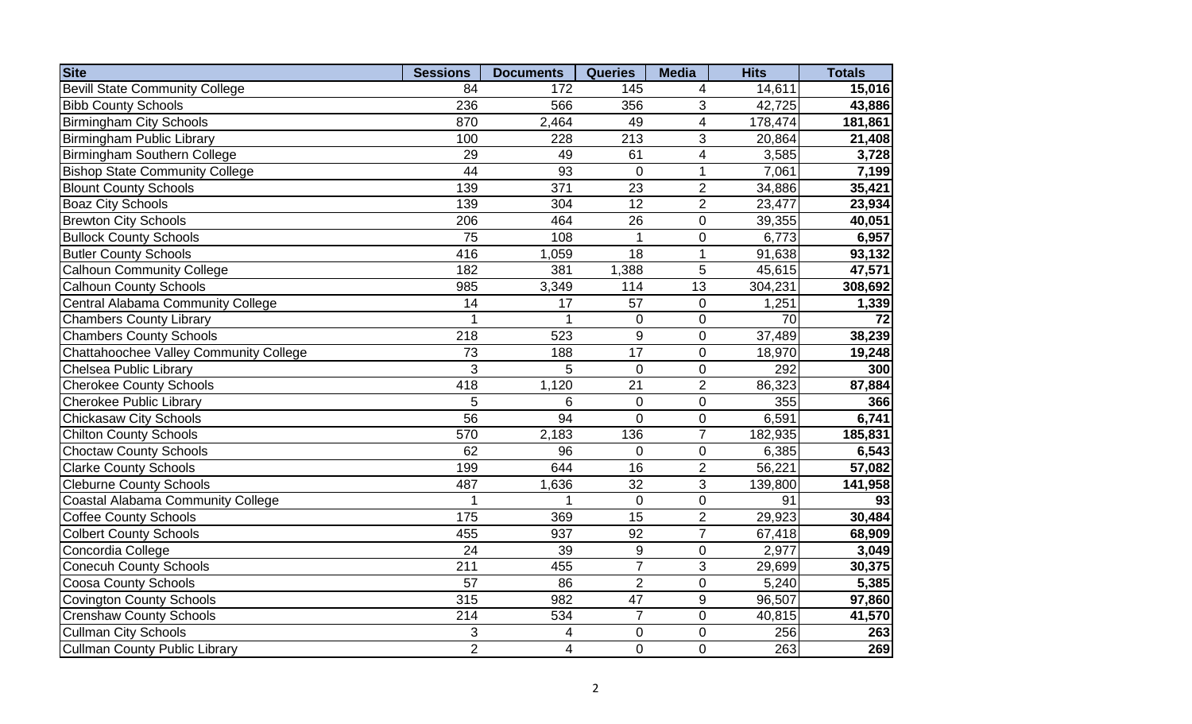| Site | Sessions | Documents | Queries | Media | Hits | Totals |
|---|---|---|---|---|---|---|
| Bevill State Community College | 84 | 172 | 145 | 4 | 14,611 | **15,016** |
| Bibb County Schools | 236 | 566 | 356 | 3 | 42,725 | **43,886** |
| Birmingham City Schools | 870 | 2,464 | 49 | 4 | 178,474 | **181,861** |
| Birmingham Public Library | 100 | 228 | 213 | 3 | 20,864 | **21,408** |
| Birmingham Southern College | 29 | 49 | 61 | 4 | 3,585 | **3,728** |
| Bishop State Community College | 44 | 93 | 0 | 1 | 7,061 | **7,199** |
| Blount County Schools | 139 | 371 | 23 | 2 | 34,886 | **35,421** |
| Boaz City Schools | 139 | 304 | 12 | 2 | 23,477 | **23,934** |
| Brewton City Schools | 206 | 464 | 26 | 0 | 39,355 | **40,051** |
| Bullock County Schools | 75 | 108 | 1 | 0 | 6,773 | **6,957** |
| Butler County Schools | 416 | 1,059 | 18 | 1 | 91,638 | **93,132** |
| Calhoun Community College | 182 | 381 | 1,388 | 5 | 45,615 | **47,571** |
| Calhoun County Schools | 985 | 3,349 | 114 | 13 | 304,231 | **308,692** |
| Central Alabama Community College | 14 | 17 | 57 | 0 | 1,251 | **1,339** |
| Chambers County Library | 1 | 1 | 0 | 0 | 70 | **72** |
| Chambers County Schools | 218 | 523 | 9 | 0 | 37,489 | **38,239** |
| Chattahoochee Valley Community College | 73 | 188 | 17 | 0 | 18,970 | **19,248** |
| Chelsea Public Library | 3 | 5 | 0 | 0 | 292 | **300** |
| Cherokee County Schools | 418 | 1,120 | 21 | 2 | 86,323 | **87,884** |
| Cherokee Public Library | 5 | 6 | 0 | 0 | 355 | **366** |
| Chickasaw City Schools | 56 | 94 | 0 | 0 | 6,591 | **6,741** |
| Chilton County Schools | 570 | 2,183 | 136 | 7 | 182,935 | **185,831** |
| Choctaw County Schools | 62 | 96 | 0 | 0 | 6,385 | **6,543** |
| Clarke County Schools | 199 | 644 | 16 | 2 | 56,221 | **57,082** |
| Cleburne County Schools | 487 | 1,636 | 32 | 3 | 139,800 | **141,958** |
| Coastal Alabama Community College | 1 | 1 | 0 | 0 | 91 | **93** |
| Coffee County Schools | 175 | 369 | 15 | 2 | 29,923 | **30,484** |
| Colbert County Schools | 455 | 937 | 92 | 7 | 67,418 | **68,909** |
| Concordia College | 24 | 39 | 9 | 0 | 2,977 | **3,049** |
| Conecuh County Schools | 211 | 455 | 7 | 3 | 29,699 | **30,375** |
| Coosa County Schools | 57 | 86 | 2 | 0 | 5,240 | **5,385** |
| Covington County Schools | 315 | 982 | 47 | 9 | 96,507 | **97,860** |
| Crenshaw County Schools | 214 | 534 | 7 | 0 | 40,815 | **41,570** |
| Cullman City Schools | 3 | 4 | 0 | 0 | 256 | **263** |
| Cullman County Public Library | 2 | 4 | 0 | 0 | 263 | **269** |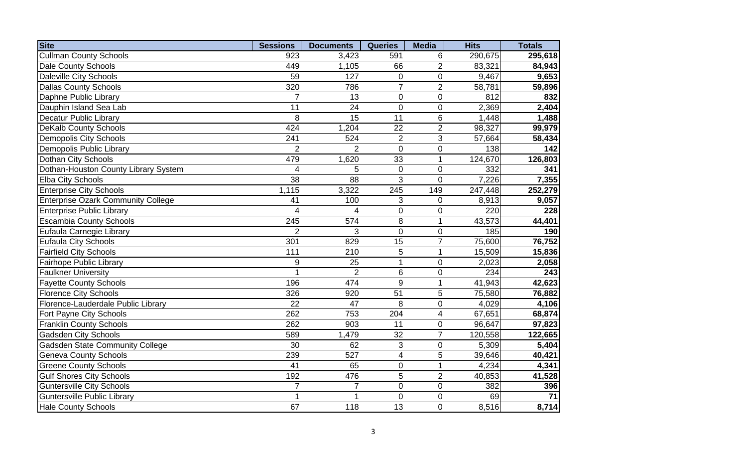| Site | Sessions | Documents | Queries | Media | Hits | Totals |
|---|---|---|---|---|---|---|
| Cullman County Schools | 923 | 3,423 | 591 | 6 | 290,675 | **295,618** |
| Dale County Schools | 449 | 1,105 | 66 | 2 | 83,321 | **84,943** |
| Daleville City Schools | 59 | 127 | 0 | 0 | 9,467 | **9,653** |
| Dallas County Schools | 320 | 786 | 7 | 2 | 58,781 | **59,896** |
| Daphne Public Library | 7 | 13 | 0 | 0 | 812 | **832** |
| Dauphin Island Sea Lab | 11 | 24 | 0 | 0 | 2,369 | **2,404** |
| Decatur Public Library | 8 | 15 | 11 | 6 | 1,448 | **1,488** |
| DeKalb County Schools | 424 | 1,204 | 22 | 2 | 98,327 | **99,979** |
| Demopolis City Schools | 241 | 524 | 2 | 3 | 57,664 | **58,434** |
| Demopolis Public Library | 2 | 2 | 0 | 0 | 138 | **142** |
| Dothan City Schools | 479 | 1,620 | 33 | 1 | 124,670 | **126,803** |
| Dothan-Houston County Library System | 4 | 5 | 0 | 0 | 332 | **341** |
| Elba City Schools | 38 | 88 | 3 | 0 | 7,226 | **7,355** |
| Enterprise City Schools | 1,115 | 3,322 | 245 | 149 | 247,448 | **252,279** |
| Enterprise Ozark Community College | 41 | 100 | 3 | 0 | 8,913 | **9,057** |
| Enterprise Public Library | 4 | 4 | 0 | 0 | 220 | **228** |
| Escambia County Schools | 245 | 574 | 8 | 1 | 43,573 | **44,401** |
| Eufaula Carnegie Library | 2 | 3 | 0 | 0 | 185 | **190** |
| Eufaula City Schools | 301 | 829 | 15 | 7 | 75,600 | **76,752** |
| Fairfield City Schools | 111 | 210 | 5 | 1 | 15,509 | **15,836** |
| Fairhope Public Library | 9 | 25 | 1 | 0 | 2,023 | **2,058** |
| Faulkner University | 1 | 2 | 6 | 0 | 234 | **243** |
| Fayette County Schools | 196 | 474 | 9 | 1 | 41,943 | **42,623** |
| Florence City Schools | 326 | 920 | 51 | 5 | 75,580 | **76,882** |
| Florence-Lauderdale Public Library | 22 | 47 | 8 | 0 | 4,029 | **4,106** |
| Fort Payne City Schools | 262 | 753 | 204 | 4 | 67,651 | **68,874** |
| Franklin County Schools | 262 | 903 | 11 | 0 | 96,647 | **97,823** |
| Gadsden City Schools | 589 | 1,479 | 32 | 7 | 120,558 | **122,665** |
| Gadsden State Community College | 30 | 62 | 3 | 0 | 5,309 | **5,404** |
| Geneva County Schools | 239 | 527 | 4 | 5 | 39,646 | **40,421** |
| Greene County Schools | 41 | 65 | 0 | 1 | 4,234 | **4,341** |
| Gulf Shores City Schools | 192 | 476 | 5 | 2 | 40,853 | **41,528** |
| Guntersville City Schools | 7 | 7 | 0 | 0 | 382 | **396** |
| Guntersville Public Library | 1 | 1 | 0 | 0 | 69 | **71** |
| Hale County Schools | 67 | 118 | 13 | 0 | 8,516 | **8,714** |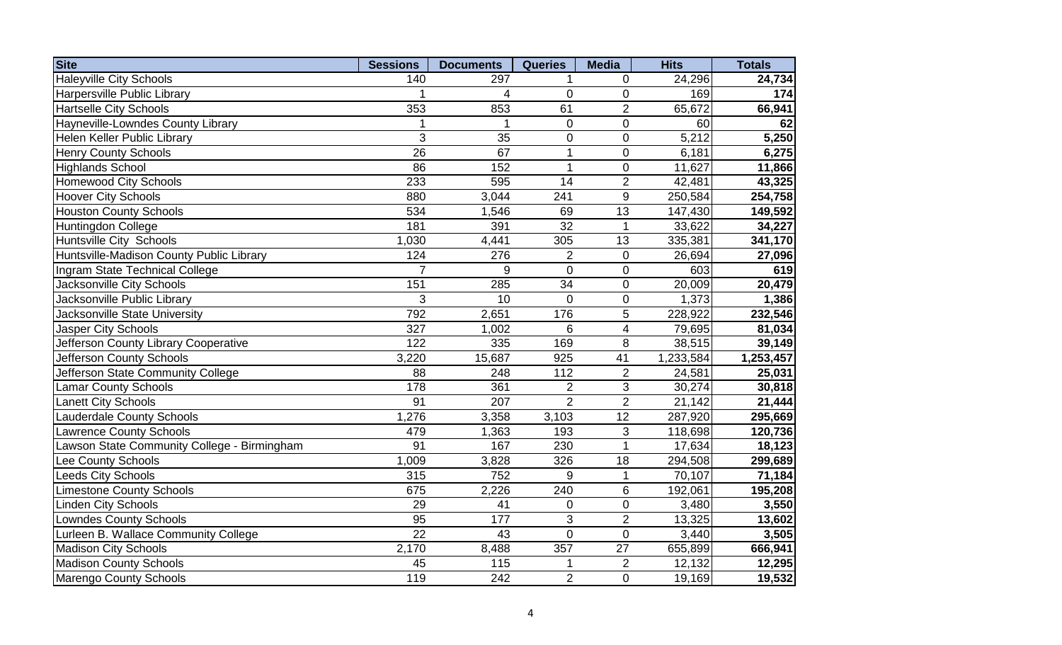| Site | Sessions | Documents | Queries | Media | Hits | Totals |
|---|---|---|---|---|---|---|
| Haleyville City Schools | 140 | 297 | 1 | 0 | 24,296 | **24,734** |
| Harpersville Public Library | 1 | 4 | 0 | 0 | 169 | **174** |
| Hartselle City Schools | 353 | 853 | 61 | 2 | 65,672 | **66,941** |
| Hayneville-Lowndes County Library | 1 | 1 | 0 | 0 | 60 | **62** |
| Helen Keller Public Library | 3 | 35 | 0 | 0 | 5,212 | **5,250** |
| Henry County Schools | 26 | 67 | 1 | 0 | 6,181 | **6,275** |
| Highlands School | 86 | 152 | 1 | 0 | 11,627 | **11,866** |
| Homewood City Schools | 233 | 595 | 14 | 2 | 42,481 | **43,325** |
| Hoover City Schools | 880 | 3,044 | 241 | 9 | 250,584 | **254,758** |
| Houston County Schools | 534 | 1,546 | 69 | 13 | 147,430 | **149,592** |
| Huntingdon College | 181 | 391 | 32 | 1 | 33,622 | **34,227** |
| Huntsville City Schools | 1,030 | 4,441 | 305 | 13 | 335,381 | **341,170** |
| Huntsville-Madison County Public Library | 124 | 276 | 2 | 0 | 26,694 | **27,096** |
| Ingram State Technical College | 7 | 9 | 0 | 0 | 603 | **619** |
| Jacksonville City Schools | 151 | 285 | 34 | 0 | 20,009 | **20,479** |
| Jacksonville Public Library | 3 | 10 | 0 | 0 | 1,373 | **1,386** |
| Jacksonville State University | 792 | 2,651 | 176 | 5 | 228,922 | **232,546** |
| Jasper City Schools | 327 | 1,002 | 6 | 4 | 79,695 | **81,034** |
| Jefferson County Library Cooperative | 122 | 335 | 169 | 8 | 38,515 | **39,149** |
| Jefferson County Schools | 3,220 | 15,687 | 925 | 41 | 1,233,584 | **1,253,457** |
| Jefferson State Community College | 88 | 248 | 112 | 2 | 24,581 | **25,031** |
| Lamar County Schools | 178 | 361 | 2 | 3 | 30,274 | **30,818** |
| Lanett City Schools | 91 | 207 | 2 | 2 | 21,142 | **21,444** |
| Lauderdale County Schools | 1,276 | 3,358 | 3,103 | 12 | 287,920 | **295,669** |
| Lawrence County Schools | 479 | 1,363 | 193 | 3 | 118,698 | **120,736** |
| Lawson State Community College - Birmingham | 91 | 167 | 230 | 1 | 17,634 | **18,123** |
| Lee County Schools | 1,009 | 3,828 | 326 | 18 | 294,508 | **299,689** |
| Leeds City Schools | 315 | 752 | 9 | 1 | 70,107 | **71,184** |
| Limestone County Schools | 675 | 2,226 | 240 | 6 | 192,061 | **195,208** |
| Linden City Schools | 29 | 41 | 0 | 0 | 3,480 | **3,550** |
| Lowndes County Schools | 95 | 177 | 3 | 2 | 13,325 | **13,602** |
| Lurleen B. Wallace Community College | 22 | 43 | 0 | 0 | 3,440 | **3,505** |
| Madison City Schools | 2,170 | 8,488 | 357 | 27 | 655,899 | **666,941** |
| Madison County Schools | 45 | 115 | 1 | 2 | 12,132 | **12,295** |
| Marengo County Schools | 119 | 242 | 2 | 0 | 19,169 | **19,532** |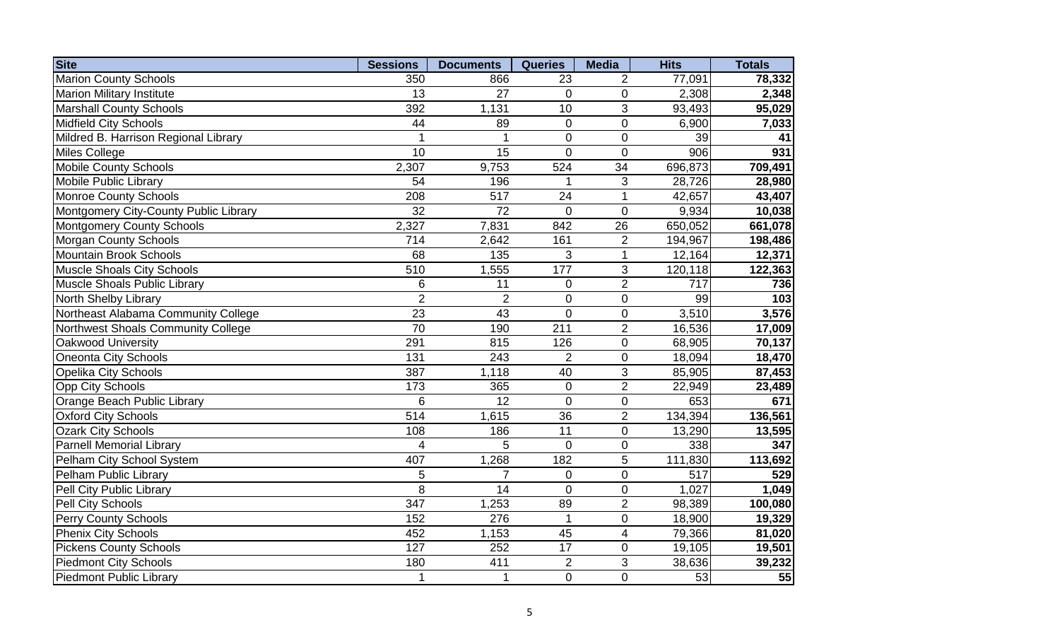| Site | Sessions | Documents | Queries | Media | Hits | Totals |
|---|---|---|---|---|---|---|
| Marion County Schools | 350 | 866 | 23 | 2 | 77,091 | **78,332** |
| Marion Military Institute | 13 | 27 | 0 | 0 | 2,308 | **2,348** |
| Marshall County Schools | 392 | 1,131 | 10 | 3 | 93,493 | **95,029** |
| Midfield City Schools | 44 | 89 | 0 | 0 | 6,900 | **7,033** |
| Mildred B. Harrison Regional Library | 1 | 1 | 0 | 0 | 39 | **41** |
| Miles College | 10 | 15 | 0 | 0 | 906 | **931** |
| Mobile County Schools | 2,307 | 9,753 | 524 | 34 | 696,873 | **709,491** |
| Mobile Public Library | 54 | 196 | 1 | 3 | 28,726 | **28,980** |
| Monroe County Schools | 208 | 517 | 24 | 1 | 42,657 | **43,407** |
| Montgomery City-County Public Library | 32 | 72 | 0 | 0 | 9,934 | **10,038** |
| Montgomery County Schools | 2,327 | 7,831 | 842 | 26 | 650,052 | **661,078** |
| Morgan County Schools | 714 | 2,642 | 161 | 2 | 194,967 | **198,486** |
| Mountain Brook Schools | 68 | 135 | 3 | 1 | 12,164 | **12,371** |
| Muscle Shoals City Schools | 510 | 1,555 | 177 | 3 | 120,118 | **122,363** |
| Muscle Shoals Public Library | 6 | 11 | 0 | 2 | 717 | **736** |
| North Shelby Library | 2 | 2 | 0 | 0 | 99 | **103** |
| Northeast Alabama Community College | 23 | 43 | 0 | 0 | 3,510 | **3,576** |
| Northwest Shoals Community College | 70 | 190 | 211 | 2 | 16,536 | **17,009** |
| Oakwood University | 291 | 815 | 126 | 0 | 68,905 | **70,137** |
| Oneonta City Schools | 131 | 243 | 2 | 0 | 18,094 | **18,470** |
| Opelika City Schools | 387 | 1,118 | 40 | 3 | 85,905 | **87,453** |
| Opp City Schools | 173 | 365 | 0 | 2 | 22,949 | **23,489** |
| Orange Beach Public Library | 6 | 12 | 0 | 0 | 653 | **671** |
| Oxford City Schools | 514 | 1,615 | 36 | 2 | 134,394 | **136,561** |
| Ozark City Schools | 108 | 186 | 11 | 0 | 13,290 | **13,595** |
| Parnell Memorial Library | 4 | 5 | 0 | 0 | 338 | **347** |
| Pelham City School System | 407 | 1,268 | 182 | 5 | 111,830 | **113,692** |
| Pelham Public Library | 5 | 7 | 0 | 0 | 517 | **529** |
| Pell City Public Library | 8 | 14 | 0 | 0 | 1,027 | **1,049** |
| Pell City Schools | 347 | 1,253 | 89 | 2 | 98,389 | **100,080** |
| Perry County Schools | 152 | 276 | 1 | 0 | 18,900 | **19,329** |
| Phenix City Schools | 452 | 1,153 | 45 | 4 | 79,366 | **81,020** |
| Pickens County Schools | 127 | 252 | 17 | 0 | 19,105 | **19,501** |
| Piedmont City Schools | 180 | 411 | 2 | 3 | 38,636 | **39,232** |
| Piedmont Public Library | 1 | 1 | 0 | 0 | 53 | **55** |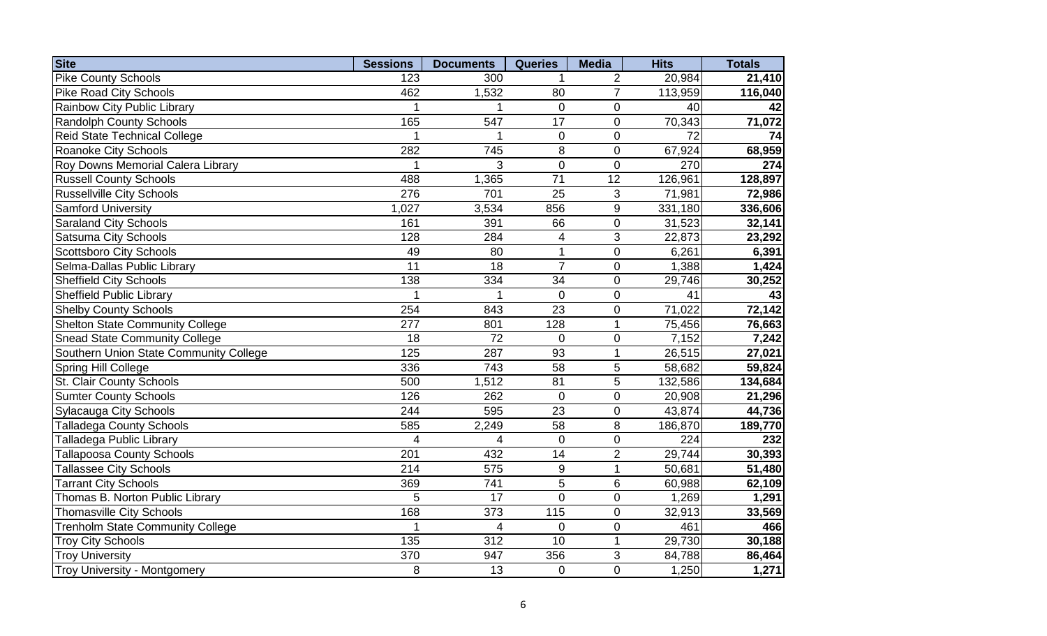| Site | Sessions | Documents | Queries | Media | Hits | Totals |
|---|---|---|---|---|---|---|
| Pike County Schools | 123 | 300 | 1 | 2 | 20,984 | **21,410** |
| Pike Road City Schools | 462 | 1,532 | 80 | 7 | 113,959 | **116,040** |
| Rainbow City Public Library | 1 | 1 | 0 | 0 | 40 | **42** |
| Randolph County Schools | 165 | 547 | 17 | 0 | 70,343 | **71,072** |
| Reid State Technical College | 1 | 1 | 0 | 0 | 72 | **74** |
| Roanoke City Schools | 282 | 745 | 8 | 0 | 67,924 | **68,959** |
| Roy Downs Memorial Calera Library | 1 | 3 | 0 | 0 | 270 | **274** |
| Russell County Schools | 488 | 1,365 | 71 | 12 | 126,961 | **128,897** |
| Russellville City Schools | 276 | 701 | 25 | 3 | 71,981 | **72,986** |
| Samford University | 1,027 | 3,534 | 856 | 9 | 331,180 | **336,606** |
| Saraland City Schools | 161 | 391 | 66 | 0 | 31,523 | **32,141** |
| Satsuma City Schools | 128 | 284 | 4 | 3 | 22,873 | **23,292** |
| Scottsboro City Schools | 49 | 80 | 1 | 0 | 6,261 | **6,391** |
| Selma-Dallas Public Library | 11 | 18 | 7 | 0 | 1,388 | **1,424** |
| Sheffield City Schools | 138 | 334 | 34 | 0 | 29,746 | **30,252** |
| Sheffield Public Library | 1 | 1 | 0 | 0 | 41 | **43** |
| Shelby County Schools | 254 | 843 | 23 | 0 | 71,022 | **72,142** |
| Shelton State Community College | 277 | 801 | 128 | 1 | 75,456 | **76,663** |
| Snead State Community College | 18 | 72 | 0 | 0 | 7,152 | **7,242** |
| Southern Union State Community College | 125 | 287 | 93 | 1 | 26,515 | **27,021** |
| Spring Hill College | 336 | 743 | 58 | 5 | 58,682 | **59,824** |
| St. Clair County Schools | 500 | 1,512 | 81 | 5 | 132,586 | **134,684** |
| Sumter County Schools | 126 | 262 | 0 | 0 | 20,908 | **21,296** |
| Sylacauga City Schools | 244 | 595 | 23 | 0 | 43,874 | **44,736** |
| Talladega County Schools | 585 | 2,249 | 58 | 8 | 186,870 | **189,770** |
| Talladega Public Library | 4 | 4 | 0 | 0 | 224 | **232** |
| Tallapoosa County Schools | 201 | 432 | 14 | 2 | 29,744 | **30,393** |
| Tallassee City Schools | 214 | 575 | 9 | 1 | 50,681 | **51,480** |
| Tarrant City Schools | 369 | 741 | 5 | 6 | 60,988 | **62,109** |
| Thomas B. Norton Public Library | 5 | 17 | 0 | 0 | 1,269 | **1,291** |
| Thomasville City Schools | 168 | 373 | 115 | 0 | 32,913 | **33,569** |
| Trenholm State Community College | 1 | 4 | 0 | 0 | 461 | **466** |
| Troy City Schools | 135 | 312 | 10 | 1 | 29,730 | **30,188** |
| Troy University | 370 | 947 | 356 | 3 | 84,788 | **86,464** |
| Troy University - Montgomery | 8 | 13 | 0 | 0 | 1,250 | **1,271** |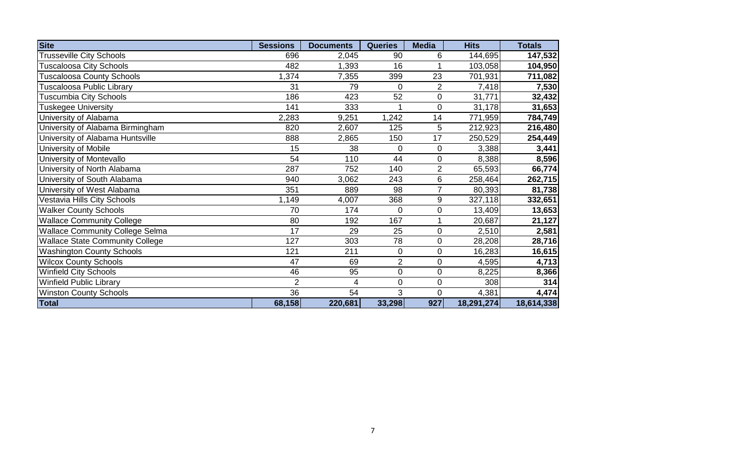| Site | Sessions | Documents | Queries | Media | Hits | Totals |
|---|---|---|---|---|---|---|
| Trusseville City Schools | 696 | 2,045 | 90 | 6 | 144,695 | **147,532** |
| Tuscaloosa City Schools | 482 | 1,393 | 16 | 1 | 103,058 | **104,950** |
| Tuscaloosa County Schools | 1,374 | 7,355 | 399 | 23 | 701,931 | **711,082** |
| Tuscaloosa Public Library | 31 | 79 | 0 | 2 | 7,418 | **7,530** |
| Tuscumbia City Schools | 186 | 423 | 52 | 0 | 31,771 | **32,432** |
| Tuskegee University | 141 | 333 | 1 | 0 | 31,178 | **31,653** |
| University of Alabama | 2,283 | 9,251 | 1,242 | 14 | 771,959 | **784,749** |
| University of Alabama Birmingham | 820 | 2,607 | 125 | 5 | 212,923 | **216,480** |
| University of Alabama Huntsville | 888 | 2,865 | 150 | 17 | 250,529 | **254,449** |
| University of Mobile | 15 | 38 | 0 | 0 | 3,388 | **3,441** |
| University of Montevallo | 54 | 110 | 44 | 0 | 8,388 | **8,596** |
| University of North Alabama | 287 | 752 | 140 | 2 | 65,593 | **66,774** |
| University of South Alabama | 940 | 3,062 | 243 | 6 | 258,464 | **262,715** |
| University of West Alabama | 351 | 889 | 98 | 7 | 80,393 | **81,738** |
| Vestavia Hills City Schools | 1,149 | 4,007 | 368 | 9 | 327,118 | **332,651** |
| Walker County Schools | 70 | 174 | 0 | 0 | 13,409 | **13,653** |
| Wallace Community College | 80 | 192 | 167 | 1 | 20,687 | **21,127** |
| Wallace Community College Selma | 17 | 29 | 25 | 0 | 2,510 | **2,581** |
| Wallace State Community College | 127 | 303 | 78 | 0 | 28,208 | **28,716** |
| Washington County Schools | 121 | 211 | 0 | 0 | 16,283 | **16,615** |
| Wilcox County Schools | 47 | 69 | 2 | 0 | 4,595 | **4,713** |
| Winfield City Schools | 46 | 95 | 0 | 0 | 8,225 | **8,366** |
| Winfield Public Library | 2 | 4 | 0 | 0 | 308 | **314** |
| Winston County Schools | 36 | 54 | 3 | 0 | 4,381 | **4,474** |
| **Total** | **68,158** | **220,681** | **33,298** | **927** | **18,291,274** | **18,614,338** |